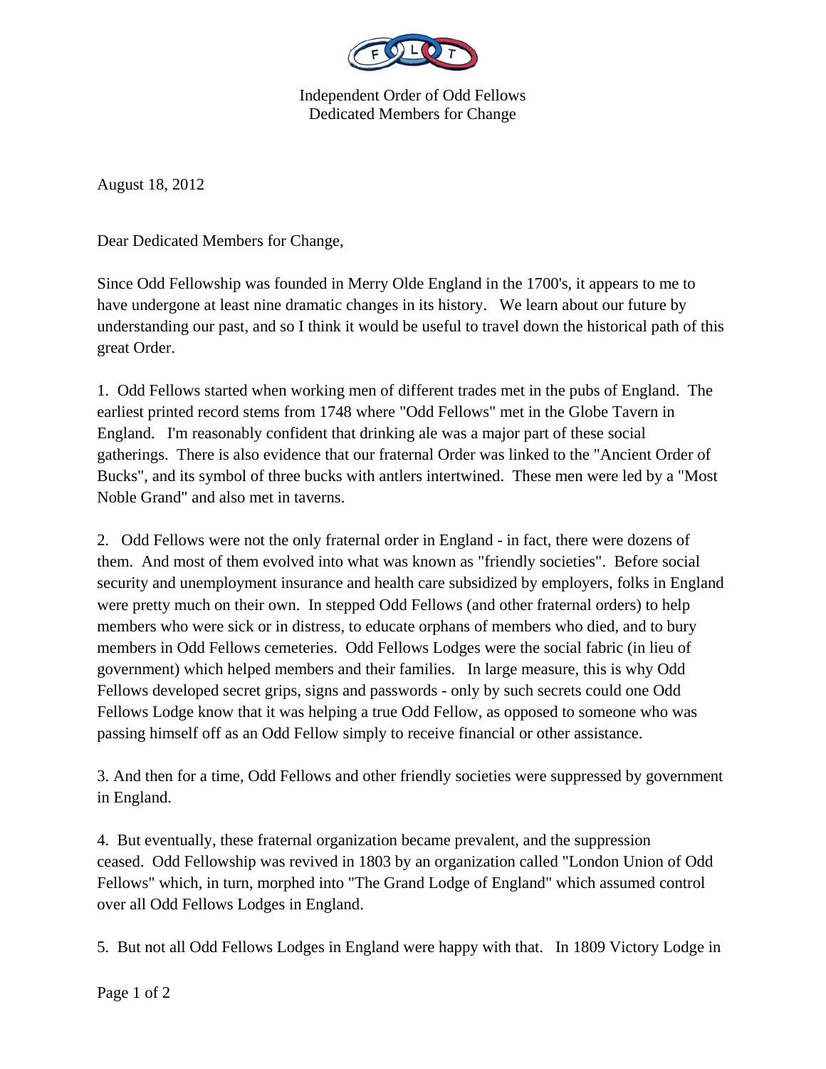Independent Order of Odd Fellows
Dedicated Members for Change

August 18, 2012

Dear Dedicated Members for Change,

Since Odd Fellowship was founded in Merry Olde England in the 1700's, it appears to me to have undergone at least nine dramatic changes in its history. We learn about our future by understanding our past, and so I think it would be useful to travel down the historical path of this great Order.

1. Odd Fellows started when working men of different trades met in the pubs of England. The earliest printed record stems from 1748 where "Odd Fellows" met in the Globe Tavern in England. I'm reasonably confident that drinking ale was a major part of these social gatherings. There is also evidence that our fraternal Order was linked to the "Ancient Order of Bucks", and its symbol of three bucks with antlers intertwined. These men were led by a "Most Noble Grand" and also met in taverns.

2. Odd Fellows were not the only fraternal order in England - in fact, there were dozens of them. And most of them evolved into what was known as "friendly societies". Before social security and unemployment insurance and health care subsidized by employers, folks in England were pretty much on their own. In stepped Odd Fellows (and other fraternal orders) to help members who were sick or in distress, to educate orphans of members who died, and to bury members in Odd Fellows cemeteries. Odd Fellows Lodges were the social fabric (in lieu of government) which helped members and their families. In large measure, this is why Odd Fellows developed secret grips, signs and passwords - only by such secrets could one Odd Fellows Lodge know that it was helping a true Odd Fellow, as opposed to someone who was passing himself off as an Odd Fellow simply to receive financial or other assistance.

3. And then for a time, Odd Fellows and other friendly societies were suppressed by government in England.

4. But eventually, these fraternal organization became prevalent, and the suppression ceased. Odd Fellowship was revived in 1803 by an organization called "London Union of Odd Fellows" which, in turn, morphed into "The Grand Lodge of England" which assumed control over all Odd Fellows Lodges in England.

5. But not all Odd Fellows Lodges in England were happy with that. In 1809 Victory Lodge in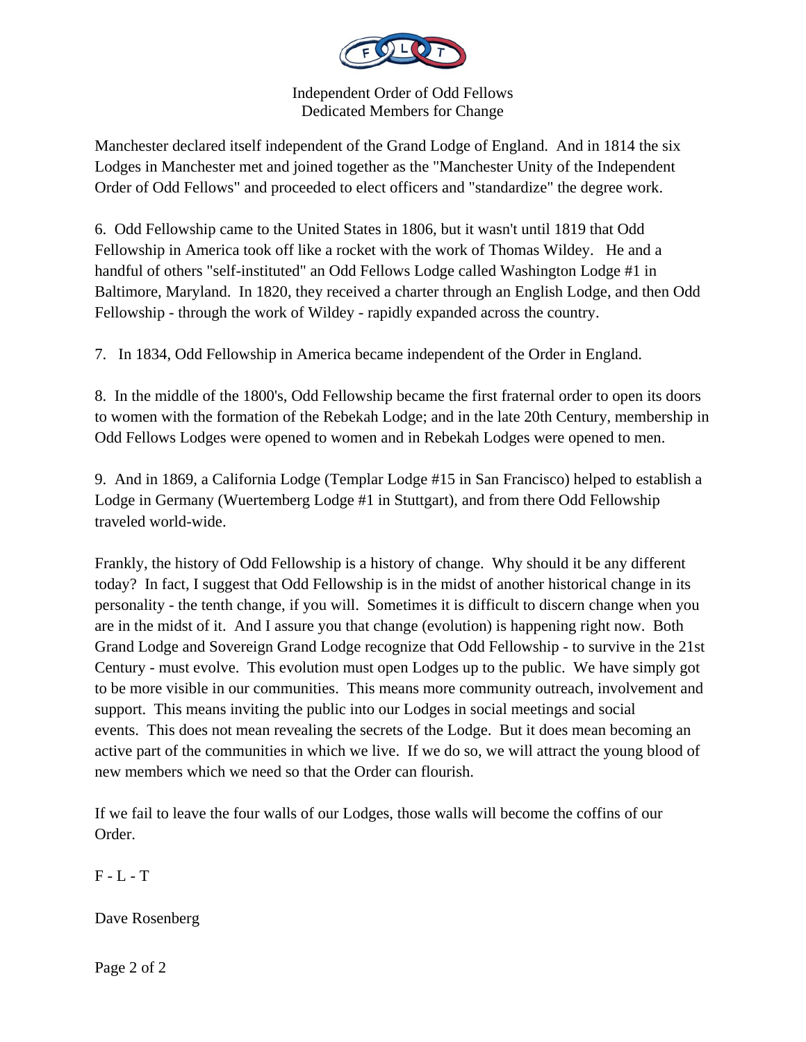Manchester declared itself independent of the Grand Lodge of England. And in 1814 the six Lodges in Manchester met and joined together as the "Manchester Unity of the Independent Order of Odd Fellows" and proceeded to elect officers and "standardize" the degree work.

6. Odd Fellowship came to the United States in 1806, but it wasn't until 1819 that Odd Fellowship in America took off like a rocket with the work of Thomas Wildey. He and a handful of others "self-instituted" an Odd Fellows Lodge called Washington Lodge #1 in Baltimore, Maryland. In 1820, they received a charter through an English Lodge, and then Odd Fellowship - through the work of Wildey - rapidly expanded across the country.

7. In 1834, Odd Fellowship in America became independent of the Order in England.

8. In the middle of the 1800's, Odd Fellowship became the first fraternal order to open its doors to women with the formation of the Rebekah Lodge; and in the late 20th Century, membership in Odd Fellows Lodges were opened to women and in Rebekah Lodges were opened to men.

9. And in 1869, a California Lodge (Templar Lodge #15 in San Francisco) helped to establish a Lodge in Germany (Wuertemberg Lodge #1 in Stuttgart), and from there Odd Fellowship traveled world-wide.

Frankly, the history of Odd Fellowship is a history of change. Why should it be any different today? In fact, I suggest that Odd Fellowship is in the midst of another historical change in its personality - the tenth change, if you will. Sometimes it is difficult to discern change when you are in the midst of it. And I assure you that change (evolution) is happening right now. Both Grand Lodge and Sovereign Grand Lodge recognize that Odd Fellowship - to survive in the 21st Century - must evolve. This evolution must open Lodges up to the public. We have simply got to be more visible in our communities. This means more community outreach, involvement and support. This means inviting the public into our Lodges in social meetings and social events. This does not mean revealing the secrets of the Lodge. But it does mean becoming an active part of the communities in which we live. If we do so, we will attract the young blood of new members which we need so that the Order can flourish.

If we fail to leave the four walls of our Lodges, those walls will become the coffins of our Order.

F - L - T

Dave Rosenberg